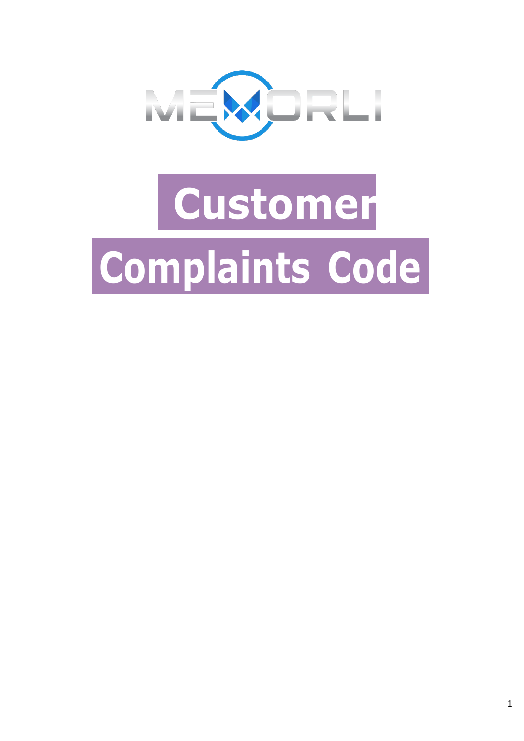MEMORLI

# Customer Complaints Code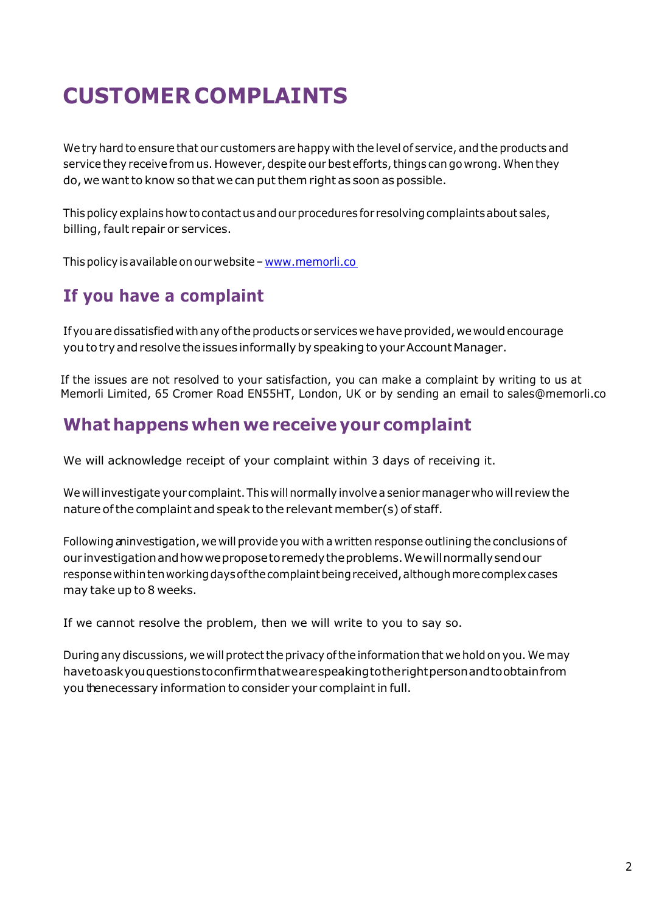# CUSTOMER COMPLAINTS

We try hard to ensure that our customers are happy with the level of service, and the products and service they receive from us. However, despite our best efforts, things can go wrong. When they do, we want to know so that we can put them right as soon as possible.

This policy explains how to contact us and our procedures for resolving complaints about sales, billing, fault repair or services.

This policy is available on our website – [www.memorli.co](http://www.memorli.co)

## If you have a complaint

If you are dissatisfied with any of the products or services we have provided, we would encourage you to try and resolve the issues informally by speaking to your Account Manager.

If the issues are not resolved to your satisfaction, you can make a complaint by writing to us at Memorli Limited, 65 Cromer Road EN55HT, London, UK or by sending an email to sales@memorli.co

## What happens when we receive your complaint

We will acknowledge receipt of your complaint within 3 days of receiving it.

We will investigate your complaint. This will normally involve a senior manager who will review the nature of the complaint and speak to the relevant member(s) of staff.

Following an investigation, we will provide you with a written response outlining the conclusions of our investigation and how we propose to remedy the problems. We will normally send our response within ten working days of the complaint being received, although more complex cases may take up to 8 weeks.

If we cannot resolve the problem, then we will write to you to say so.

During any discussions, we will protect the privacy of the information that we hold on you. We may have to ask you questions to confirm that we are speaking to the right person and to obtain from you the necessary information to consider your complaint in full.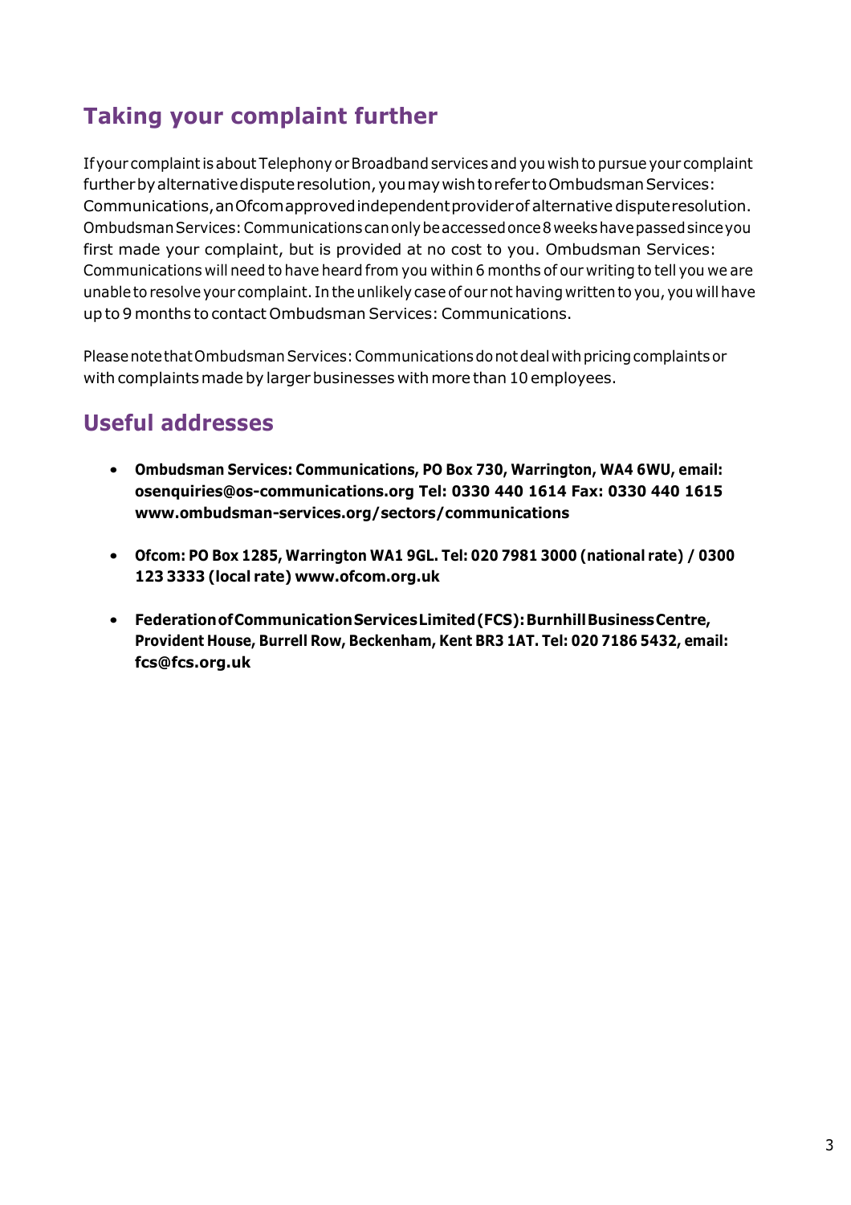## Taking your complaint further

If your complaint is about Telephony or Broadband services and you wish to pursue your complaint further by alternative dispute resolution, you may wish to refer to Ombudsman Services: Communications, an Ofcom approved independent provider of alternative dispute resolution. Ombudsman Services: Communications can only be accessed once 8 weeks have passed since you first made your complaint, but is provided at no cost to you. Ombudsman Services: Communications will need to have heard from you within 6 months of our writing to tell you we are unable to resolve your complaint. In the unlikely case of our not having written to you, you will have up to 9 months to contact Ombudsman Services: Communications.

Please note that Ombudsman Services: Communications do not deal with pricing complaints or with complaints made by larger businesses with more than 10 employees.

## Useful addresses

- **Ombudsman Services: Communications, PO Box 730, Warrington, WA4 6WU, email: osenquiries@os-communications.org Tel: 0330 440 1614 Fax: 0330 440 1615 www.ombudsman-services.org/sectors/communications**
- **Ofcom: PO Box 1285, Warrington WA1 9GL. Tel: 020 7981 3000 (national rate) / 0300 123 3333 (local rate) www.ofcom.org.uk**
- **Federation of Communication Services Limited (FCS): Burnhill Business Centre, Provident House, Burrell Row, Beckenham, Kent BR3 1AT. Tel: 020 7186 5432, email: fcs@fcs.org.uk**